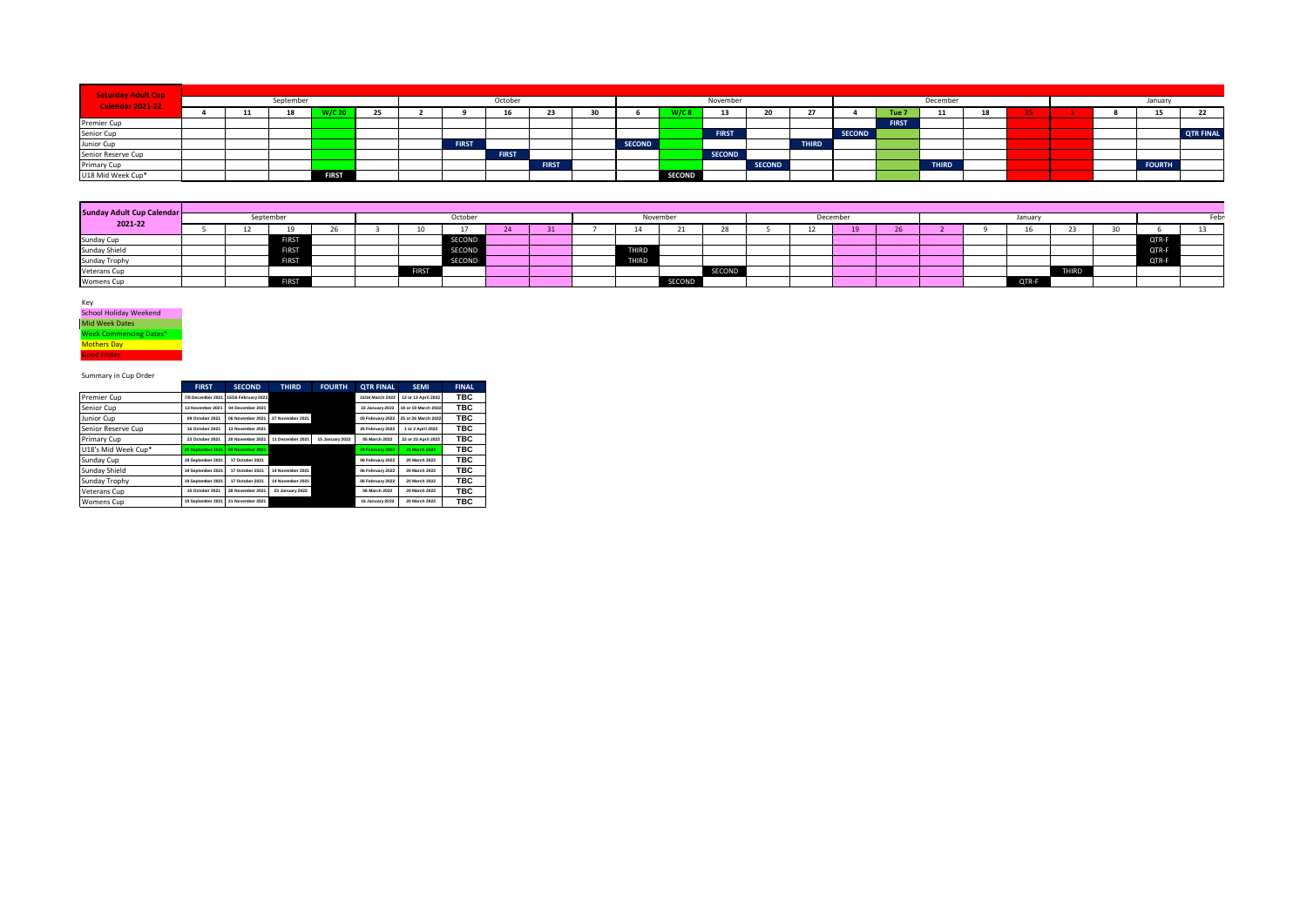| Saturday Adult Cup Calendar 2021-22 | September | | | | | October | | | | | November | | | | | December | | | | | January | | | |
|---|---|---|---|---|---|---|---|---|---|---|---|---|---|---|---|---|---|---|---|---|---|---|---|---|
| | 4 | 11 | 18 | W/C 20 | 25 | 2 | 9 | 16 | 23 | 30 | 6 | W/C 8 | 13 | 20 | 27 | 4 | Tue 7 | 11 | 18 | 25 | 1 | 8 | 15 | 22 |
| Premier Cup | | | | | | | | | | | | | | | | | FIRST | | | | | | | |
| Senior Cup | | | | | | | | | | | | | FIRST | | | SECOND | | | | | | | | QTR FINAL |
| Junior Cup | | | | | | | FIRST | | | | SECOND | | | | THIRD | | | | | | | | | |
| Senior Reserve Cup | | | | | | | | FIRST | | | | | SECOND | | | | | | | | | | | |
| Primary Cup | | | | | | | | | FIRST | | | | | SECOND | | | | THIRD | | | | | FOURTH | |
| U18 Mid Week Cup* | | | | FIRST | | | | | | | | SECOND | | | | | | | | | | | | |

| Sunday Adult Cup Calendar 2021-22 | September | | | | October | | | | | November | | | | December | | | | January | | | | | February | |
|---|---|---|---|---|---|---|---|---|---|---|---|---|---|---|---|---|---|---|---|---|---|---|---|---|
| | 5 | 12 | 19 | 26 | 3 | 10 | 17 | 24 | 31 | 7 | 14 | 21 | 28 | 5 | 12 | 19 | 26 | 2 | 9 | 16 | 23 | 30 | 6 | 13 |
| Sunday Cup | | | FIRST | | | | SECOND | | | | | | | | | | | | | | | | QTR-F | |
| Sunday Shield | | | FIRST | | | | SECOND | | | | THIRD | | | | | | | | | | | | QTR-F | |
| Sunday Trophy | | | FIRST | | | | SECOND | | | | THIRD | | | | | | | | | | | | QTR-F | |
| Veterans Cup | | | | | | FIRST | | | | | | | SECOND | | | | | | | | THIRD | | | |
| Womens Cup | | | FIRST | | | | | | | | | SECOND | | | | | | | | QTR-F | | | | |

Key

- School Holiday Weekend
- Mid Week Dates
- Week Commencing Dates*
- Mothers Day
- Good Friday

Summary in Cup Order

| | FIRST | SECOND | THIRD | FOURTH | QTR FINAL | SEMI | FINAL |
|---|---|---|---|---|---|---|---|
| Premier Cup | 7/8 December 2021 | 15/16 February 2022 | | | 15/16 March 2022 | 12 or 13 April 2022 | TBC |
| Senior Cup | 13 November 2021 | 04 December 2021 | | | 22 January 2022 | 18 or 19 March 2022 | TBC |
| Junior Cup | 09 October 2021 | 06 November 2021 | 27 November 2021 | | 05 February 2022 | 25 or 26 March 2022 | TBC |
| Senior Reserve Cup | 16 October 2021 | 13 November 2021 | | | 26 February 2022 | 1 or 2 April 2022 | TBC |
| Primary Cup | 23 October 2021 | 20 November 2021 | 11 December 2021 | 15 January 2022 | 05 March 2022 | 22 or 23 April 2022 | TBC |
| U18's Mid Week Cup* | 20 September 2021 | 08 November 2021 | | | 28 February 2022 | 21 March 2022 | TBC |
| Sunday Cup | 19 September 2021 | 17 October 2021 | | | 06 February 2022 | 20 March 2022 | TBC |
| Sunday Shield | 19 September 2021 | 17 October 2021 | 14 November 2021 | | 06 February 2022 | 20 March 2022 | TBC |
| Sunday Trophy | 19 September 2021 | 17 October 2021 | 14 November 2021 | | 06 February 2022 | 20 March 2022 | TBC |
| Veterans Cup | 10 October 2021 | 28 November 2021 | 23 January 2022 | | 06 March 2022 | 20 March 2022 | TBC |
| Womens Cup | 19 September 2021 | 21 November 2021 | | | 16 January 2022 | 20 March 2022 | TBC |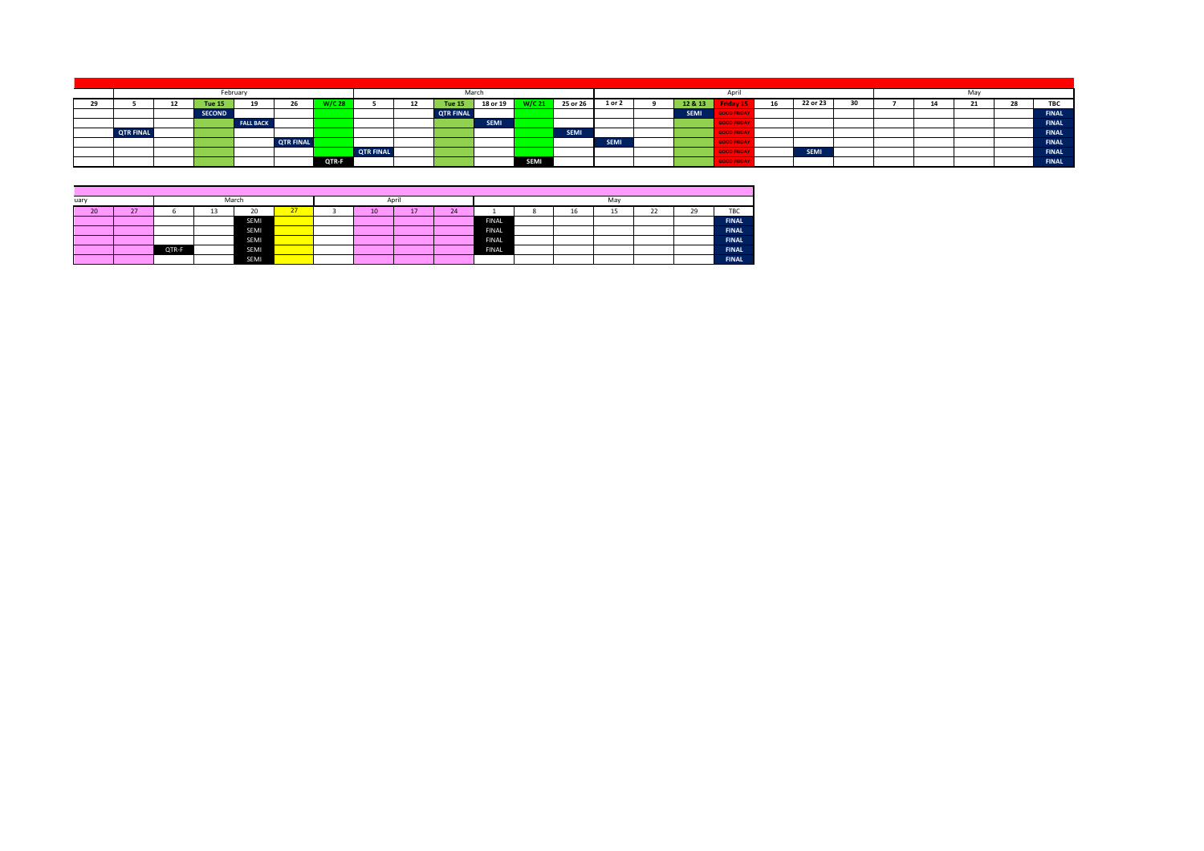| | February | | | | | | March | | | | | | April | | | | | | | May | | | | |
|---|---|---|---|---|---|---|---|---|---|---|---|---|---|---|---|---|---|---|---|---|---|---|---|---|
| **29** | **5** | **12** | **Tue 15** | **19** | **26** | **W/C 28** | **5** | **12** | **Tue 15** | **18 or 19** | **W/C 21** | **25 or 26** | **1 or 2** | **9** | **12 & 13** | **Friday 15** | **16** | **22 or 23** | **30** | **7** | **14** | **21** | **28** | **TBC** |
| | | | **SECOND** | | | | | | **QTR FINAL** | | | | | | **SEMI** | GOOD FRIDAY | | | | | | | | **FINAL** |
| | | | | **FALL BACK** | | | | | | **SEMI** | | | | | | GOOD FRIDAY | | | | | | | | **FINAL** |
| | **QTR FINAL** | | | | | | | | | | | **SEMI** | | | | GOOD FRIDAY | | | | | | | | **FINAL** |
| | | | | | **QTR FINAL** | | | | | | | | **SEMI** | | | GOOD FRIDAY | | | | | | | | **FINAL** |
| | | | | | | | **QTR FINAL** | | | | | | | | | GOOD FRIDAY | | **SEMI** | | | | | | **FINAL** |
| | | | | | | **QTR-F** | | | | | **SEMI** | | | | | GOOD FRIDAY | | | | | | | | **FINAL** |

| uary | | March | | | | April | | | | May | | | | | | |
|---|---|---|---|---|---|---|---|---|---|---|---|---|---|---|---|---|
| 20 | 27 | 6 | 13 | 20 | 27 | 3 | 10 | 17 | 24 | 1 | 8 | 16 | 15 | 22 | 29 | TBC |
| | | | | SEMI | | | | | | FINAL | | | | | | **FINAL** |
| | | | | SEMI | | | | | | FINAL | | | | | | **FINAL** |
| | | | | SEMI | | | | | | FINAL | | | | | | **FINAL** |
| | | QTR-F | | SEMI | | | | | | FINAL | | | | | | **FINAL** |
| | | | | SEMI | | | | | | | | | | | | **FINAL** |